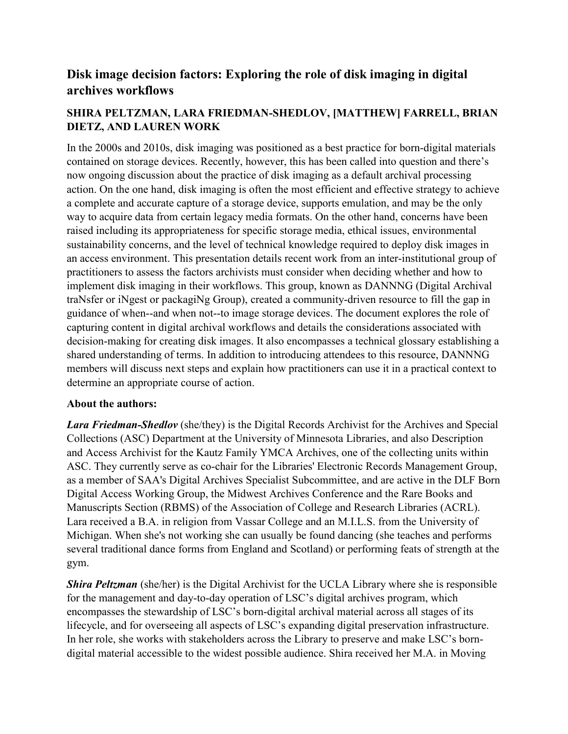## Disk image decision factors: Exploring the role of disk imaging in digital archives workflows

### SHIRA PELTZMAN, LARA FRIEDMAN-SHEDLOV, [MATTHEW] FARRELL, BRIAN DIETZ, AND LAUREN WORK

In the 2000s and 2010s, disk imaging was positioned as a best practice for born-digital materials contained on storage devices. Recently, however, this has been called into question and there's now ongoing discussion about the practice of disk imaging as a default archival processing action. On the one hand, disk imaging is often the most efficient and effective strategy to achieve a complete and accurate capture of a storage device, supports emulation, and may be the only way to acquire data from certain legacy media formats. On the other hand, concerns have been raised including its appropriateness for specific storage media, ethical issues, environmental sustainability concerns, and the level of technical knowledge required to deploy disk images in an access environment. This presentation details recent work from an inter-institutional group of practitioners to assess the factors archivists must consider when deciding whether and how to implement disk imaging in their workflows. This group, known as DANNNG (Digital Archival traNsfer or iNgest or packagiNg Group), created a community-driven resource to fill the gap in guidance of when--and when not--to image storage devices. The document explores the role of capturing content in digital archival workflows and details the considerations associated with decision-making for creating disk images. It also encompasses a technical glossary establishing a shared understanding of terms. In addition to introducing attendees to this resource, DANNNG members will discuss next steps and explain how practitioners can use it in a practical context to determine an appropriate course of action.

**About the authors:**

***Lara Friedman-Shedlov*** (she/they) is the Digital Records Archivist for the Archives and Special Collections (ASC) Department at the University of Minnesota Libraries, and also Description and Access Archivist for the Kautz Family YMCA Archives, one of the collecting units within ASC. They currently serve as co-chair for the Libraries' Electronic Records Management Group, as a member of SAA's Digital Archives Specialist Subcommittee, and are active in the DLF Born Digital Access Working Group, the Midwest Archives Conference and the Rare Books and Manuscripts Section (RBMS) of the Association of College and Research Libraries (ACRL). Lara received a B.A. in religion from Vassar College and an M.I.L.S. from the University of Michigan. When she's not working she can usually be found dancing (she teaches and performs several traditional dance forms from England and Scotland) or performing feats of strength at the gym.

***Shira Peltzman*** (she/her) is the Digital Archivist for the UCLA Library where she is responsible for the management and day-to-day operation of LSC's digital archives program, which encompasses the stewardship of LSC's born-digital archival material across all stages of its lifecycle, and for overseeing all aspects of LSC's expanding digital preservation infrastructure. In her role, she works with stakeholders across the Library to preserve and make LSC's born-digital material accessible to the widest possible audience. Shira received her M.A. in Moving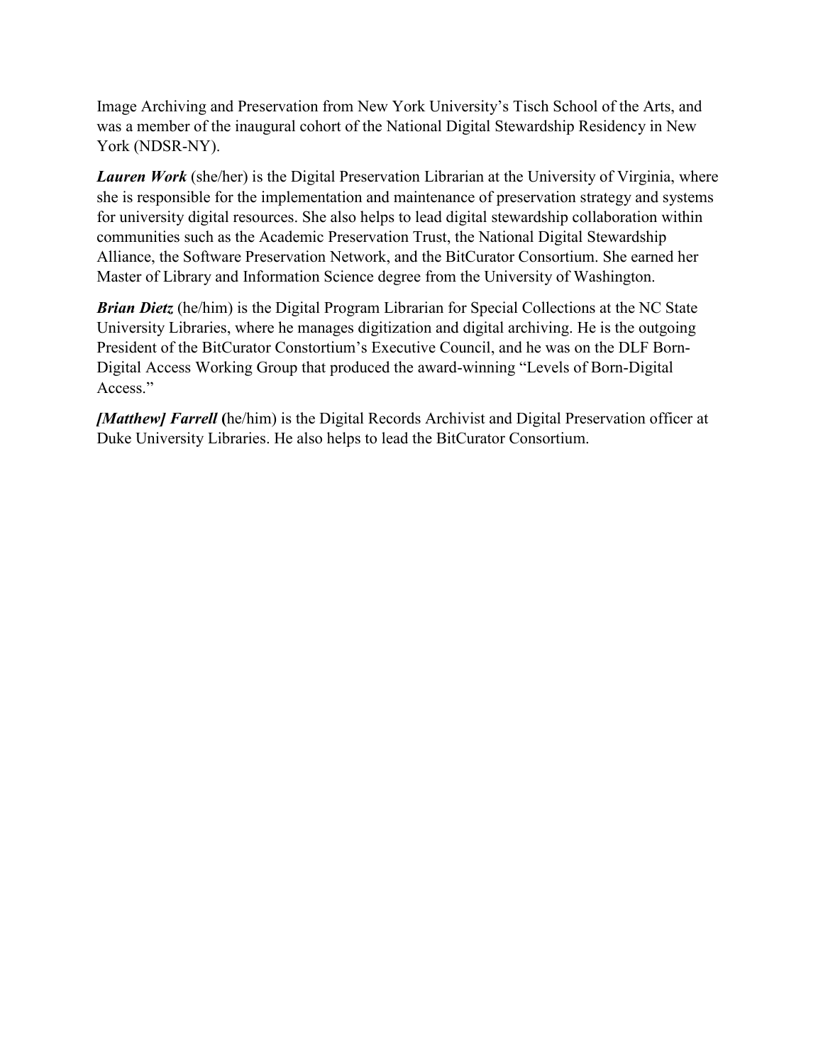Image Archiving and Preservation from New York University's Tisch School of the Arts, and was a member of the inaugural cohort of the National Digital Stewardship Residency in New York (NDSR-NY).

***Lauren Work*** (she/her) is the Digital Preservation Librarian at the University of Virginia, where she is responsible for the implementation and maintenance of preservation strategy and systems for university digital resources. She also helps to lead digital stewardship collaboration within communities such as the Academic Preservation Trust, the National Digital Stewardship Alliance, the Software Preservation Network, and the BitCurator Consortium. She earned her Master of Library and Information Science degree from the University of Washington.

***Brian Dietz*** (he/him) is the Digital Program Librarian for Special Collections at the NC State University Libraries, where he manages digitization and digital archiving. He is the outgoing President of the BitCurator Constortium's Executive Council, and he was on the DLF Born-Digital Access Working Group that produced the award-winning "Levels of Born-Digital Access."

***[Matthew] Farrell*** **(**he/him) is the Digital Records Archivist and Digital Preservation officer at Duke University Libraries. He also helps to lead the BitCurator Consortium.